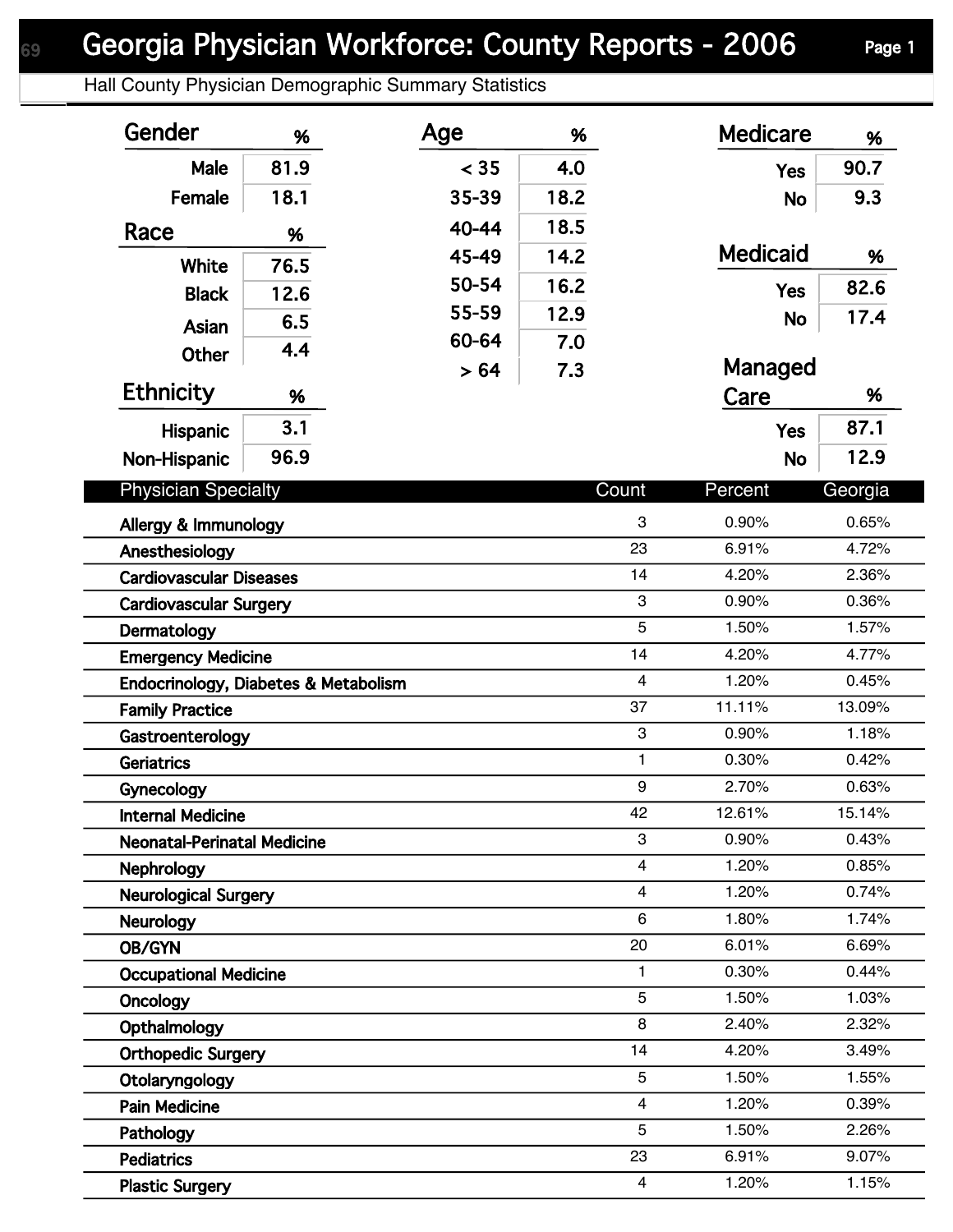# Georgia Physician Workforce: County Reports - 2006

## Hall County Physician Demographic Summary Statistics

| Gender | % |
|---|---|
| Male | 81.9 |
| Female | 18.1 |

| Race | % |
|---|---|
| White | 76.5 |
| Black | 12.6 |
| Asian | 6.5 |
| Other | 4.4 |

| Ethnicity | % |
|---|---|
| Hispanic | 3.1 |
| Non-Hispanic | 96.9 |

| Age | % |
|---|---|
| < 35 | 4.0 |
| 35-39 | 18.2 |
| 40-44 | 18.5 |
| 45-49 | 14.2 |
| 50-54 | 16.2 |
| 55-59 | 12.9 |
| 60-64 | 7.0 |
| > 64 | 7.3 |

| Medicare | % |
|---|---|
| Yes | 90.7 |
| No | 9.3 |

| Medicaid | % |
|---|---|
| Yes | 82.6 |
| No | 17.4 |

| Managed Care | % |
|---|---|
| Yes | 87.1 |
| No | 12.9 |

| Physician Specialty | Count | Percent | Georgia |
|---|---|---|---|
| Allergy & Immunology | 3 | 0.90% | 0.65% |
| Anesthesiology | 23 | 6.91% | 4.72% |
| Cardiovascular Diseases | 14 | 4.20% | 2.36% |
| Cardiovascular Surgery | 3 | 0.90% | 0.36% |
| Dermatology | 5 | 1.50% | 1.57% |
| Emergency Medicine | 14 | 4.20% | 4.77% |
| Endocrinology, Diabetes & Metabolism | 4 | 1.20% | 0.45% |
| Family Practice | 37 | 11.11% | 13.09% |
| Gastroenterology | 3 | 0.90% | 1.18% |
| Geriatrics | 1 | 0.30% | 0.42% |
| Gynecology | 9 | 2.70% | 0.63% |
| Internal Medicine | 42 | 12.61% | 15.14% |
| Neonatal-Perinatal Medicine | 3 | 0.90% | 0.43% |
| Nephrology | 4 | 1.20% | 0.85% |
| Neurological Surgery | 4 | 1.20% | 0.74% |
| Neurology | 6 | 1.80% | 1.74% |
| OB/GYN | 20 | 6.01% | 6.69% |
| Occupational Medicine | 1 | 0.30% | 0.44% |
| Oncology | 5 | 1.50% | 1.03% |
| Opthalmology | 8 | 2.40% | 2.32% |
| Orthopedic Surgery | 14 | 4.20% | 3.49% |
| Otolaryngology | 5 | 1.50% | 1.55% |
| Pain Medicine | 4 | 1.20% | 0.39% |
| Pathology | 5 | 1.50% | 2.26% |
| Pediatrics | 23 | 6.91% | 9.07% |
| Plastic Surgery | 4 | 1.20% | 1.15% |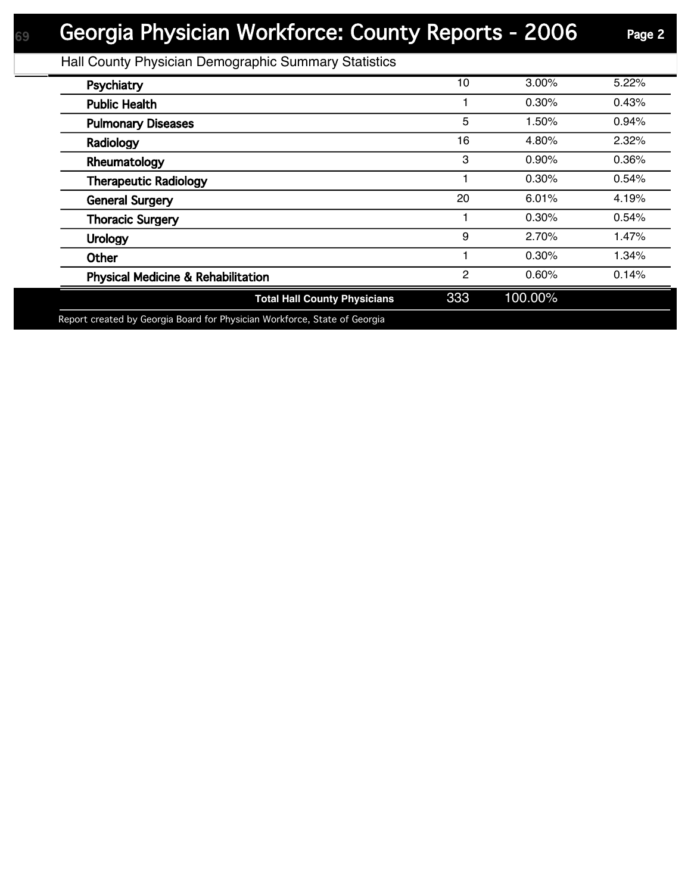Hall County Physician Demographic Summary Statistics

| | | | |
|---|---|---|---|
| Psychiatry | 10 | 3.00% | 5.22% |
| Public Health | 1 | 0.30% | 0.43% |
| Pulmonary Diseases | 5 | 1.50% | 0.94% |
| Radiology | 16 | 4.80% | 2.32% |
| Rheumatology | 3 | 0.90% | 0.36% |
| Therapeutic Radiology | 1 | 0.30% | 0.54% |
| General Surgery | 20 | 6.01% | 4.19% |
| Thoracic Surgery | 1 | 0.30% | 0.54% |
| Urology | 9 | 2.70% | 1.47% |
| Other | 1 | 0.30% | 1.34% |
| Physical Medicine & Rehabilitation | 2 | 0.60% | 0.14% |
| **Total Hall County Physicians** | 333 | 100.00% | |

Report created by Georgia Board for Physician Workforce, State of Georgia